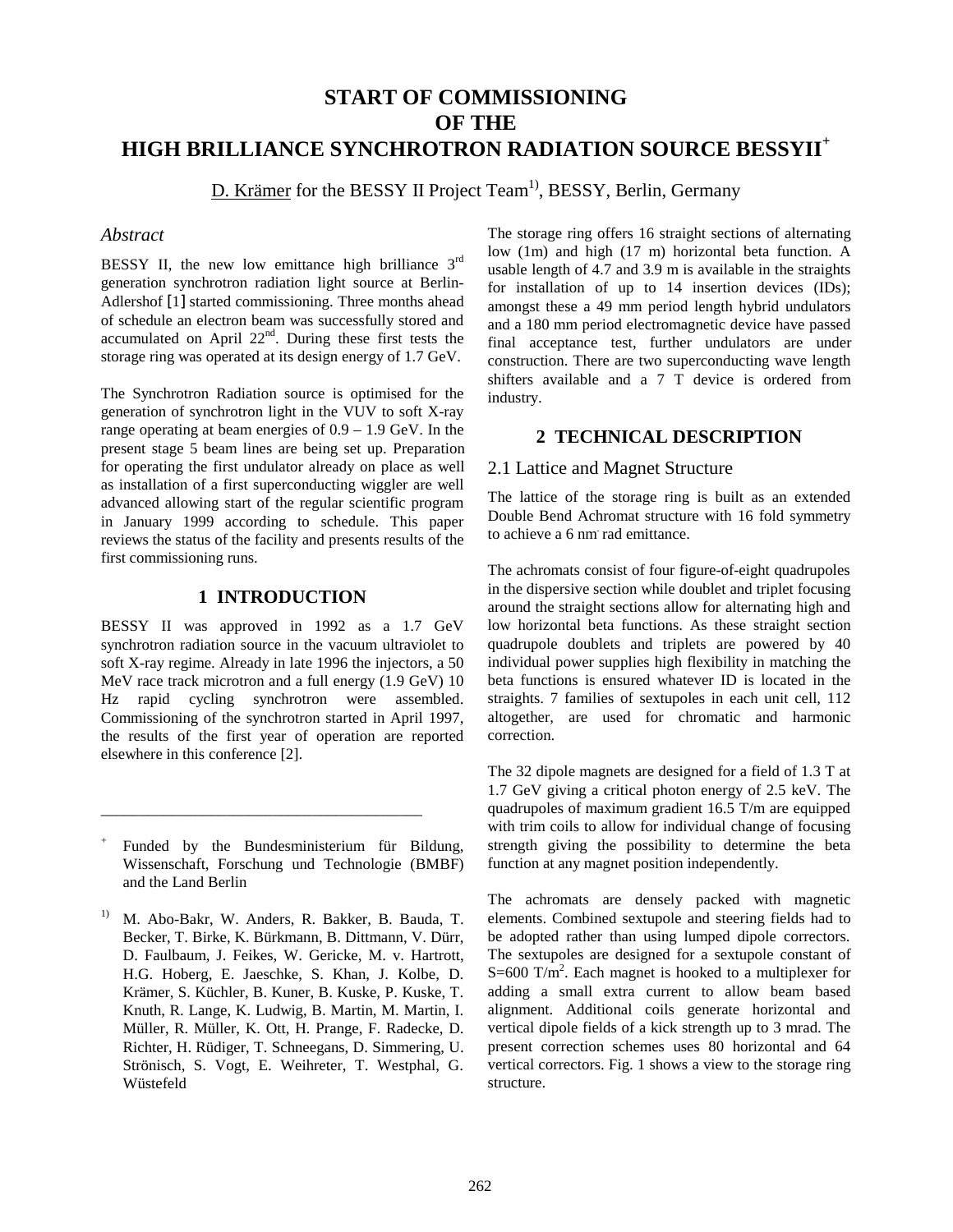# START OF COMMISSIONING OF THE HIGH BRILLIANCE SYNCHROTRON RADIATION SOURCE BESSYII[+]

D. Krämer for the BESSY II Project Team[1)], BESSY, Berlin, Germany

*Abstract*

BESSY II, the new low emittance high brilliance 3[rd] generation synchrotron radiation light source at Berlin-Adlershof [1] started commissioning. Three months ahead of schedule an electron beam was successfully stored and accumulated on April 22[nd]. During these first tests the storage ring was operated at its design energy of 1.7 GeV.

The Synchrotron Radiation source is optimised for the generation of synchrotron light in the VUV to soft X-ray range operating at beam energies of 0.9 – 1.9 GeV. In the present stage 5 beam lines are being set up. Preparation for operating the first undulator already on place as well as installation of a first superconducting wiggler are well advanced allowing start of the regular scientific program in January 1999 according to schedule. This paper reviews the status of the facility and presents results of the first commissioning runs.

## 1 INTRODUCTION

BESSY II was approved in 1992 as a 1.7 GeV synchrotron radiation source in the vacuum ultraviolet to soft X-ray regime. Already in late 1996 the injectors, a 50 MeV race track microtron and a full energy (1.9 GeV) 10 Hz rapid cycling synchrotron were assembled. Commissioning of the synchrotron started in April 1997, the results of the first year of operation are reported elsewhere in this conference [2].

The storage ring offers 16 straight sections of alternating low (1m) and high (17 m) horizontal beta function. A usable length of 4.7 and 3.9 m is available in the straights for installation of up to 14 insertion devices (IDs); amongst these a 49 mm period length hybrid undulators and a 180 mm period electromagnetic device have passed final acceptance test, further undulators are under construction. There are two superconducting wave length shifters available and a 7 T device is ordered from industry.

## 2 TECHNICAL DESCRIPTION

### 2.1 Lattice and Magnet Structure

The lattice of the storage ring is built as an extended Double Bend Achromat structure with 16 fold symmetry to achieve a 6 nm·rad emittance.

The achromats consist of four figure-of-eight quadrupoles in the dispersive section while doublet and triplet focusing around the straight sections allow for alternating high and low horizontal beta functions. As these straight section quadrupole doublets and triplets are powered by 40 individual power supplies high flexibility in matching the beta functions is ensured whatever ID is located in the straights. 7 families of sextupoles in each unit cell, 112 altogether, are used for chromatic and harmonic correction.

The 32 dipole magnets are designed for a field of 1.3 T at 1.7 GeV giving a critical photon energy of 2.5 keV. The quadrupoles of maximum gradient 16.5 T/m are equipped with trim coils to allow for individual change of focusing strength giving the possibility to determine the beta function at any magnet position independently.

The achromats are densely packed with magnetic elements. Combined sextupole and steering fields had to be adopted rather than using lumped dipole correctors. The sextupoles are designed for a sextupole constant of $S=600\ T/m^2$. Each magnet is hooked to a multiplexer for adding a small extra current to allow beam based alignment. Additional coils generate horizontal and vertical dipole fields of a kick strength up to 3 mrad. The present correction schemes uses 80 horizontal and 64 vertical correctors. Fig. 1 shows a view to the storage ring structure.

---

[+] Funded by the Bundesministerium für Bildung, Wissenschaft, Forschung und Technologie (BMBF) and the Land Berlin

[1)] M. Abo-Bakr, W. Anders, R. Bakker, B. Bauda, T. Becker, T. Birke, K. Bürkmann, B. Dittmann, V. Dürr, D. Faulbaum, J. Feikes, W. Gericke, M. v. Hartrott, H.G. Hoberg, E. Jaeschke, S. Khan, J. Kolbe, D. Krämer, S. Küchler, B. Kuner, B. Kuske, P. Kuske, T. Knuth, R. Lange, K. Ludwig, B. Martin, M. Martin, I. Müller, R. Müller, K. Ott, H. Prange, F. Radecke, D. Richter, H. Rüdiger, T. Schneegans, D. Simmering, U. Strönisch, S. Vogt, E. Weihreter, T. Westphal, G. Wüstefeld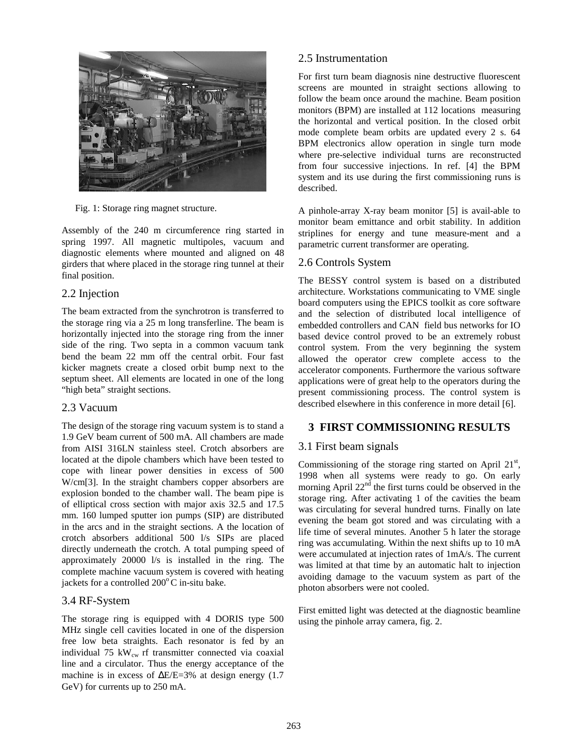Fig. 1: Storage ring magnet structure.

Assembly of the 240 m circumference ring started in spring 1997. All magnetic multipoles, vacuum and diagnostic elements where mounted and aligned on 48 girders that where placed in the storage ring tunnel at their final position.

## 2.2 Injection

The beam extracted from the synchrotron is transferred to the storage ring via a 25 m long transferline. The beam is horizontally injected into the storage ring from the inner side of the ring. Two septa in a common vacuum tank bend the beam 22 mm off the central orbit. Four fast kicker magnets create a closed orbit bump next to the septum sheet. All elements are located in one of the long "high beta" straight sections.

## 2.3 Vacuum

The design of the storage ring vacuum system is to stand a 1.9 GeV beam current of 500 mA. All chambers are made from AISI 316LN stainless steel. Crotch absorbers are located at the dipole chambers which have been tested to cope with linear power densities in excess of 500 W/cm[3]. In the straight chambers copper absorbers are explosion bonded to the chamber wall. The beam pipe is of elliptical cross section with major axis 32.5 and 17.5 mm. 160 lumped sputter ion pumps (SIP) are distributed in the arcs and in the straight sections. A the location of crotch absorbers additional 500 l/s SIPs are placed directly underneath the crotch. A total pumping speed of approximately 20000 l/s is installed in the ring. The complete machine vacuum system is covered with heating jackets for a controlled $200^{o}$C in-situ bake.

## 3.4 RF-System

The storage ring is equipped with 4 DORIS type 500 MHz single cell cavities located in one of the dispersion free low beta straights. Each resonator is fed by an individual 75 $kW_{cw}$ rf transmitter connected via coaxial line and a circulator. Thus the energy acceptance of the machine is in excess of $\Delta E/E=3\%$ at design energy (1.7 GeV) for currents up to 250 mA.

## 2.5 Instrumentation

For first turn beam diagnosis nine destructive fluorescent screens are mounted in straight sections allowing to follow the beam once around the machine. Beam position monitors (BPM) are installed at 112 locations measuring the horizontal and vertical position. In the closed orbit mode complete beam orbits are updated every 2 s. 64 BPM electronics allow operation in single turn mode where pre-selective individual turns are reconstructed from four successive injections. In ref. [4] the BPM system and its use during the first commissioning runs is described.

A pinhole-array X-ray beam monitor [5] is avail-able to monitor beam emittance and orbit stability. In addition striplines for energy and tune measure-ment and a parametric current transformer are operating.

## 2.6 Controls System

The BESSY control system is based on a distributed architecture. Workstations communicating to VME single board computers using the EPICS toolkit as core software and the selection of distributed local intelligence of embedded controllers and CAN field bus networks for IO based device control proved to be an extremely robust control system. From the very beginning the system allowed the operator crew complete access to the accelerator components. Furthermore the various software applications were of great help to the operators during the present commissioning process. The control system is described elsewhere in this conference in more detail [6].

# 3 FIRST COMMISSIONING RESULTS

## 3.1 First beam signals

Commissioning of the storage ring started on April 21st, 1998 when all systems were ready to go. On early morning April 22nd the first turns could be observed in the storage ring. After activating 1 of the cavities the beam was circulating for several hundred turns. Finally on late evening the beam got stored and was circulating with a life time of several minutes. Another 5 h later the storage ring was accumulating. Within the next shifts up to 10 mA were accumulated at injection rates of 1mA/s. The current was limited at that time by an automatic halt to injection avoiding damage to the vacuum system as part of the photon absorbers were not cooled.

First emitted light was detected at the diagnostic beamline using the pinhole array camera, fig. 2.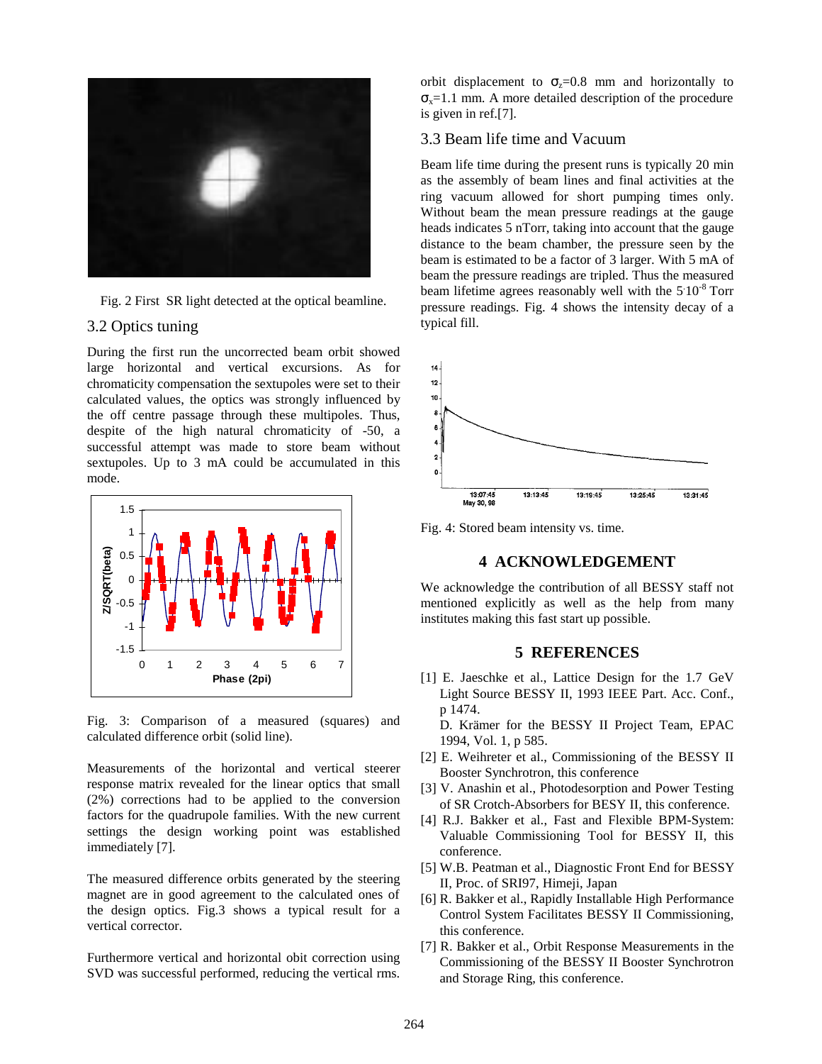Fig. 2 First SR light detected at the optical beamline.

### 3.2 Optics tuning

During the first run the uncorrected beam orbit showed large horizontal and vertical excursions. As for chromaticity compensation the sextupoles were set to their calculated values, the optics was strongly influenced by the off centre passage through these multipoles. Thus, despite of the high natural chromaticity of -50, a successful attempt was made to store beam without sextupoles. Up to 3 mA could be accumulated in this mode.

1.5
1
0.5
0
-0.5
-1
-1.5
Z/SQRT(beta)
0 1 2 3 4 5 6 7
Phase (2pi)

Fig. 3: Comparison of a measured (squares) and calculated difference orbit (solid line).

Measurements of the horizontal and vertical steerer response matrix revealed for the linear optics that small (2%) corrections had to be applied to the conversion factors for the quadrupole families. With the new current settings the design working point was established immediately [7].

The measured difference orbits generated by the steering magnet are in good agreement to the calculated ones of the design optics. Fig.3 shows a typical result for a vertical corrector.

Furthermore vertical and horizontal obit correction using SVD was successful performed, reducing the vertical rms. orbit displacement to $\sigma_z$=0.8 mm and horizontally to $\sigma_x$=1.1 mm. A more detailed description of the procedure is given in ref.[7].

### 3.3 Beam life time and Vacuum

Beam life time during the present runs is typically 20 min as the assembly of beam lines and final activities at the ring vacuum allowed for short pumping times only. Without beam the mean pressure readings at the gauge heads indicates 5 nTorr, taking into account that the gauge distance to the beam chamber, the pressure seen by the beam is estimated to be a factor of 3 larger. With 5 mA of beam the pressure readings are tripled. Thus the measured beam lifetime agrees reasonably well with the $5 \cdot 10^{-8}$ Torr pressure readings. Fig. 4 shows the intensity decay of a typical fill.

14
12
10
8
6
4
2
0
13:07:45
May 30, 98
13:13:45
13:19:45
13:25:45
13:31:45

Fig. 4: Stored beam intensity vs. time.

## 4 ACKNOWLEDGEMENT

We acknowledge the contribution of all BESSY staff not mentioned explicitly as well as the help from many institutes making this fast start up possible.

## 5 REFERENCES

[1] E. Jaeschke et al., Lattice Design for the 1.7 GeV Light Source BESSY II, 1993 IEEE Part. Acc. Conf., p 1474.
D. Krämer for the BESSY II Project Team, EPAC 1994, Vol. 1, p 585.

[2] E. Weihreter et al., Commissioning of the BESSY II Booster Synchrotron, this conference

[3] V. Anashin et al., Photodesorption and Power Testing of SR Crotch-Absorbers for BESY II, this conference.

[4] R.J. Bakker et al., Fast and Flexible BPM-System: Valuable Commissioning Tool for BESSY II, this conference.

[5] W.B. Peatman et al., Diagnostic Front End for BESSY II, Proc. of SRI97, Himeji, Japan

[6] R. Bakker et al., Rapidly Installable High Performance Control System Facilitates BESSY II Commissioning, this conference.

[7] R. Bakker et al., Orbit Response Measurements in the Commissioning of the BESSY II Booster Synchrotron and Storage Ring, this conference.